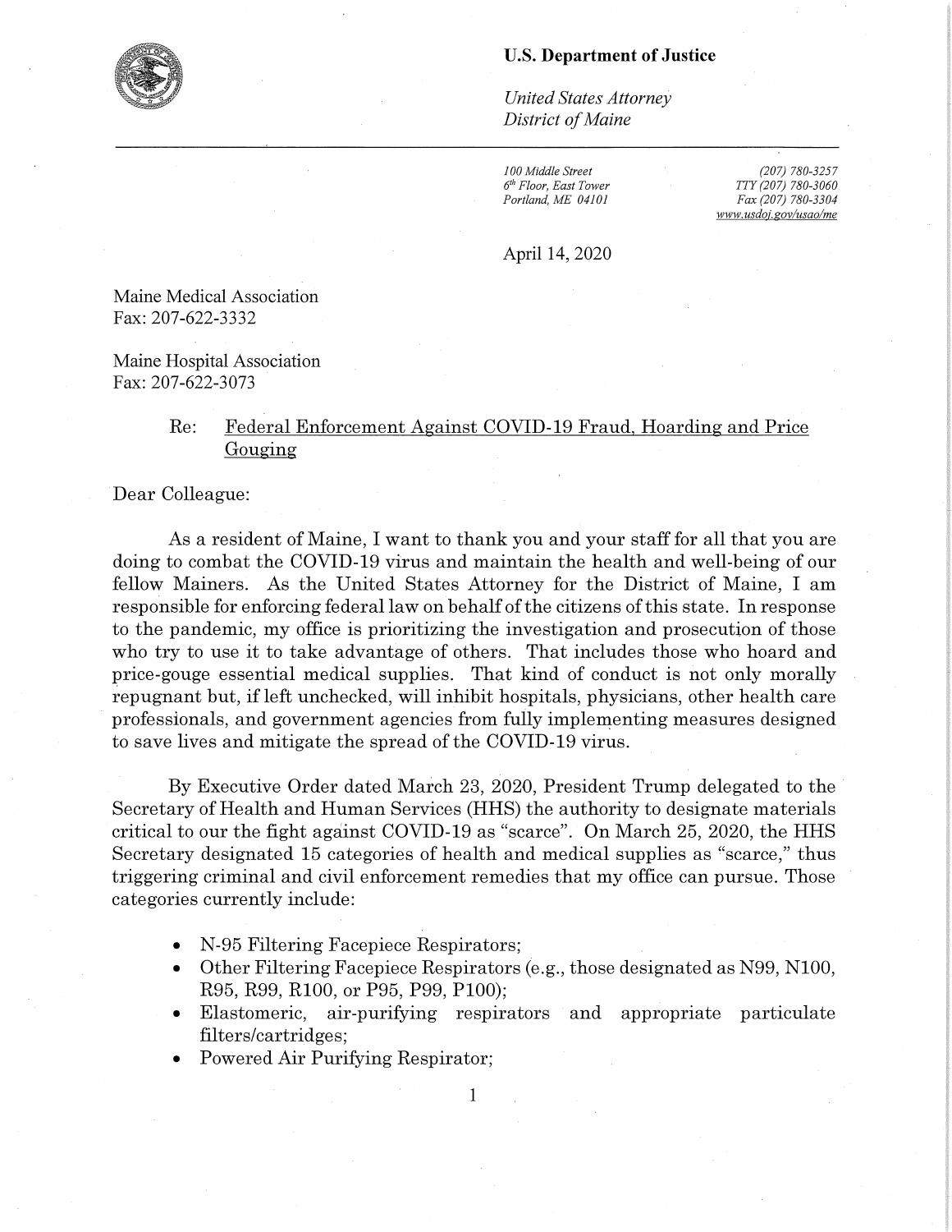**U.S. Department of Justice**

*United States Attorney*
*District of Maine*

*100 Middle Street*
*6th Floor, East Tower*
*Portland, ME 04101*

*(207) 780-3257*
*TTY (207) 780-3060*
*Fax (207) 780-3304*
*www.usdoj.gov/usao/me*

April 14, 2020

Maine Medical Association
Fax: 207-622-3332

Maine Hospital Association
Fax: 207-622-3073

Re: Federal Enforcement Against COVID-19 Fraud, Hoarding and Price Gouging

Dear Colleague:

As a resident of Maine, I want to thank you and your staff for all that you are doing to combat the COVID-19 virus and maintain the health and well-being of our fellow Mainers. As the United States Attorney for the District of Maine, I am responsible for enforcing federal law on behalf of the citizens of this state. In response to the pandemic, my office is prioritizing the investigation and prosecution of those who try to use it to take advantage of others. That includes those who hoard and price-gouge essential medical supplies. That kind of conduct is not only morally repugnant but, if left unchecked, will inhibit hospitals, physicians, other health care professionals, and government agencies from fully implementing measures designed to save lives and mitigate the spread of the COVID-19 virus.

By Executive Order dated March 23, 2020, President Trump delegated to the Secretary of Health and Human Services (HHS) the authority to designate materials critical to our the fight against COVID-19 as "scarce". On March 25, 2020, the HHS Secretary designated 15 categories of health and medical supplies as "scarce," thus triggering criminal and civil enforcement remedies that my office can pursue. Those categories currently include:

- N-95 Filtering Facepiece Respirators;
- Other Filtering Facepiece Respirators (e.g., those designated as N99, N100, R95, R99, R100, or P95, P99, P100);
- Elastomeric, air-purifying respirators and appropriate particulate filters/cartridges;
- Powered Air Purifying Respirator;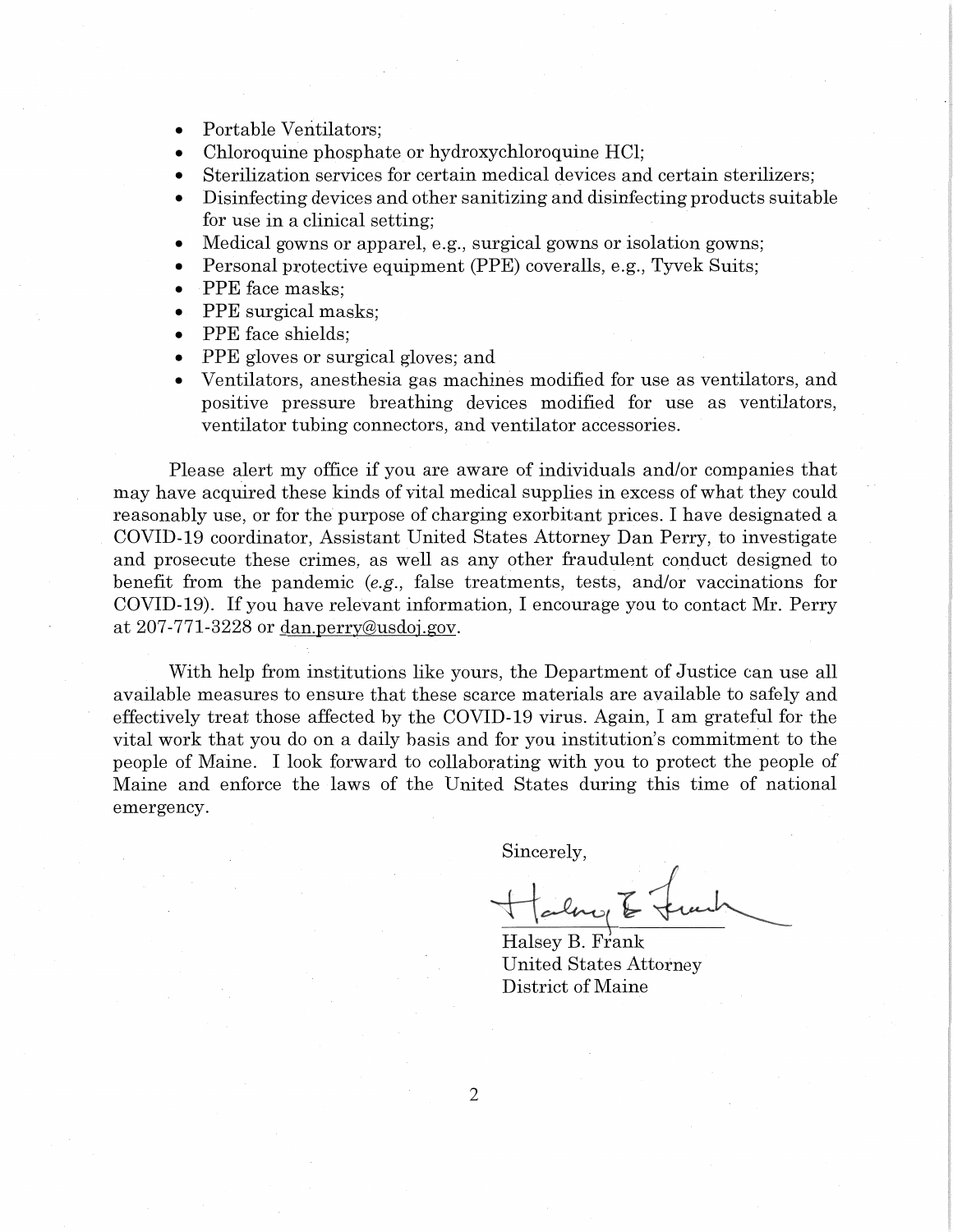- Portable Ventilators;
- Chloroquine phosphate or hydroxychloroquine HCl;
- Sterilization services for certain medical devices and certain sterilizers;
- Disinfecting devices and other sanitizing and disinfecting products suitable for use in a clinical setting;
- Medical gowns or apparel, e.g., surgical gowns or isolation gowns;
- Personal protective equipment (PPE) coveralls, e.g., Tyvek Suits;
- PPE face masks;
- PPE surgical masks;
- PPE face shields;
- PPE gloves or surgical gloves; and
- Ventilators, anesthesia gas machines modified for use as ventilators, and positive pressure breathing devices modified for use as ventilators, ventilator tubing connectors, and ventilator accessories.

Please alert my office if you are aware of individuals and/or companies that may have acquired these kinds of vital medical supplies in excess of what they could reasonably use, or for the purpose of charging exorbitant prices. I have designated a COVID-19 coordinator, Assistant United States Attorney Dan Perry, to investigate and prosecute these crimes, as well as any other fraudulent conduct designed to benefit from the pandemic (*e.g.*, false treatments, tests, and/or vaccinations for COVID-19). If you have relevant information, I encourage you to contact Mr. Perry at 207-771-3228 or dan.perry@usdoj.gov.

With help from institutions like yours, the Department of Justice can use all available measures to ensure that these scarce materials are available to safely and effectively treat those affected by the COVID-19 virus. Again, I am grateful for the vital work that you do on a daily basis and for you institution's commitment to the people of Maine. I look forward to collaborating with you to protect the people of Maine and enforce the laws of the United States during this time of national emergency.

Sincerely,

Halsey B. Frank
United States Attorney
District of Maine